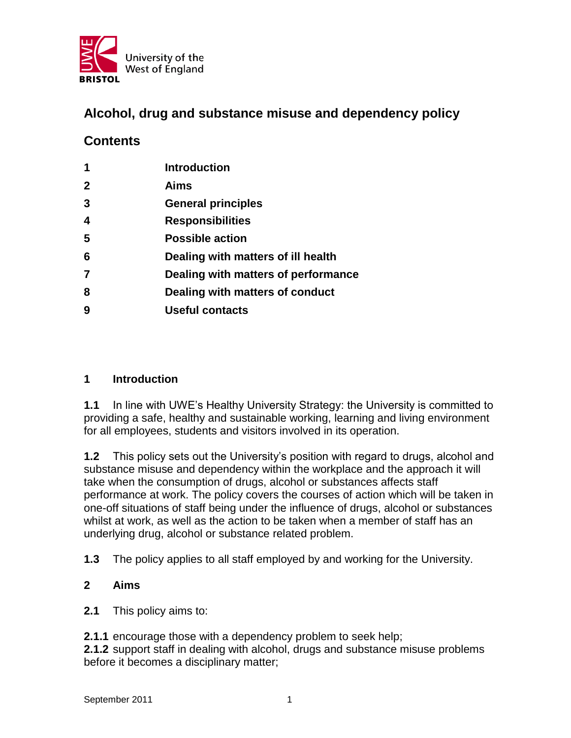University of the West of England
BRISTOL

# Alcohol, drug and substance misuse and dependency policy

## Contents

| | |
|---|---|
| **1** | **Introduction** |
| **2** | **Aims** |
| **3** | **General principles** |
| **4** | **Responsibilities** |
| **5** | **Possible action** |
| **6** | **Dealing with matters of ill health** |
| **7** | **Dealing with matters of performance** |
| **8** | **Dealing with matters of conduct** |
| **9** | **Useful contacts** |

## 1 Introduction

**1.1** In line with UWE's Healthy University Strategy: the University is committed to providing a safe, healthy and sustainable working, learning and living environment for all employees, students and visitors involved in its operation.

**1.2** This policy sets out the University's position with regard to drugs, alcohol and substance misuse and dependency within the workplace and the approach it will take when the consumption of drugs, alcohol or substances affects staff performance at work. The policy covers the courses of action which will be taken in one-off situations of staff being under the influence of drugs, alcohol or substances whilst at work, as well as the action to be taken when a member of staff has an underlying drug, alcohol or substance related problem.

**1.3** The policy applies to all staff employed by and working for the University.

## 2 Aims

**2.1** This policy aims to:

**2.1.1** encourage those with a dependency problem to seek help;
**2.1.2** support staff in dealing with alcohol, drugs and substance misuse problems before it becomes a disciplinary matter;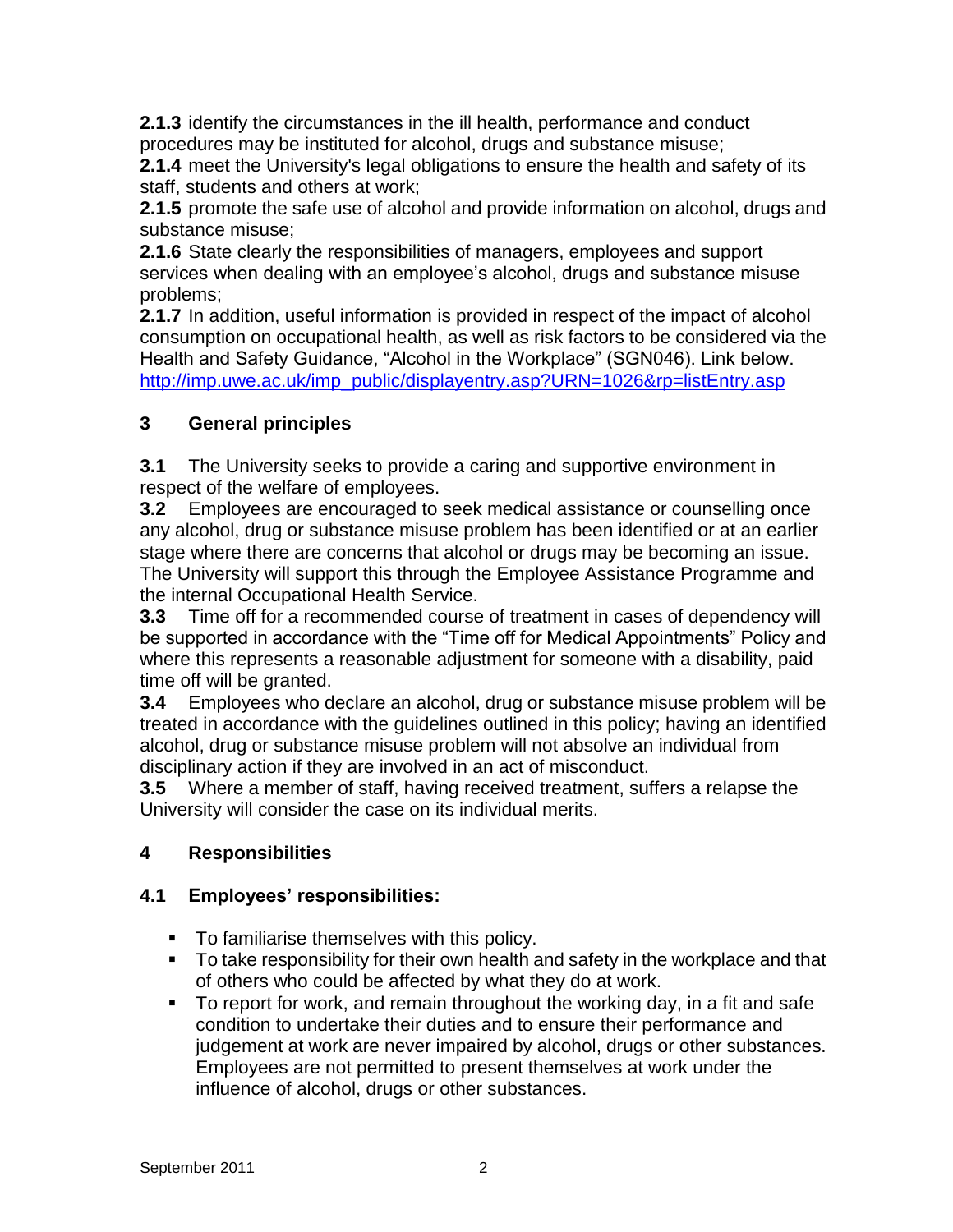**2.1.3** identify the circumstances in the ill health, performance and conduct procedures may be instituted for alcohol, drugs and substance misuse;
**2.1.4** meet the University's legal obligations to ensure the health and safety of its staff, students and others at work;
**2.1.5** promote the safe use of alcohol and provide information on alcohol, drugs and substance misuse;
**2.1.6** State clearly the responsibilities of managers, employees and support services when dealing with an employee's alcohol, drugs and substance misuse problems;
**2.1.7** In addition, useful information is provided in respect of the impact of alcohol consumption on occupational health, as well as risk factors to be considered via the Health and Safety Guidance, "Alcohol in the Workplace" (SGN046). Link below.
http://imp.uwe.ac.uk/imp_public/displayentry.asp?URN=1026&rp=listEntry.asp

## 3 General principles

**3.1** The University seeks to provide a caring and supportive environment in respect of the welfare of employees.
**3.2** Employees are encouraged to seek medical assistance or counselling once any alcohol, drug or substance misuse problem has been identified or at an earlier stage where there are concerns that alcohol or drugs may be becoming an issue. The University will support this through the Employee Assistance Programme and the internal Occupational Health Service.
**3.3** Time off for a recommended course of treatment in cases of dependency will be supported in accordance with the "Time off for Medical Appointments" Policy and where this represents a reasonable adjustment for someone with a disability, paid time off will be granted.
**3.4** Employees who declare an alcohol, drug or substance misuse problem will be treated in accordance with the guidelines outlined in this policy; having an identified alcohol, drug or substance misuse problem will not absolve an individual from disciplinary action if they are involved in an act of misconduct.
**3.5** Where a member of staff, having received treatment, suffers a relapse the University will consider the case on its individual merits.

## 4 Responsibilities

### 4.1 Employees' responsibilities:

- To familiarise themselves with this policy.
- To take responsibility for their own health and safety in the workplace and that of others who could be affected by what they do at work.
- To report for work, and remain throughout the working day, in a fit and safe condition to undertake their duties and to ensure their performance and judgement at work are never impaired by alcohol, drugs or other substances. Employees are not permitted to present themselves at work under the influence of alcohol, drugs or other substances.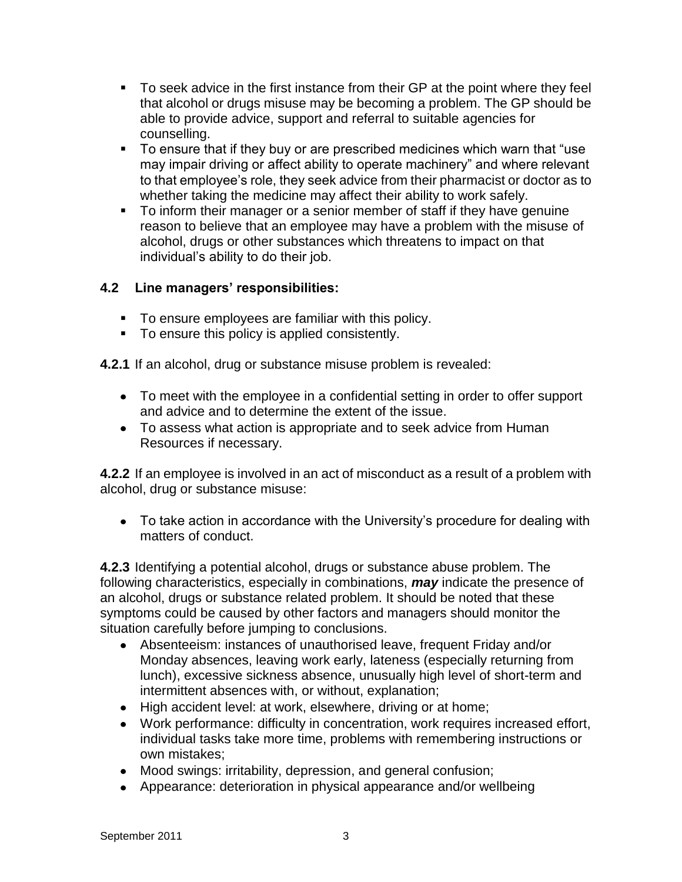- To seek advice in the first instance from their GP at the point where they feel that alcohol or drugs misuse may be becoming a problem. The GP should be able to provide advice, support and referral to suitable agencies for counselling.
- To ensure that if they buy or are prescribed medicines which warn that "use may impair driving or affect ability to operate machinery" and where relevant to that employee's role, they seek advice from their pharmacist or doctor as to whether taking the medicine may affect their ability to work safely.
- To inform their manager or a senior member of staff if they have genuine reason to believe that an employee may have a problem with the misuse of alcohol, drugs or other substances which threatens to impact on that individual's ability to do their job.

### 4.2 Line managers' responsibilities:

- To ensure employees are familiar with this policy.
- To ensure this policy is applied consistently.

**4.2.1** If an alcohol, drug or substance misuse problem is revealed:

- To meet with the employee in a confidential setting in order to offer support and advice and to determine the extent of the issue.
- To assess what action is appropriate and to seek advice from Human Resources if necessary.

**4.2.2** If an employee is involved in an act of misconduct as a result of a problem with alcohol, drug or substance misuse:

- To take action in accordance with the University's procedure for dealing with matters of conduct.

**4.2.3** Identifying a potential alcohol, drugs or substance abuse problem. The following characteristics, especially in combinations, ***may*** indicate the presence of an alcohol, drugs or substance related problem. It should be noted that these symptoms could be caused by other factors and managers should monitor the situation carefully before jumping to conclusions.

- Absenteeism: instances of unauthorised leave, frequent Friday and/or Monday absences, leaving work early, lateness (especially returning from lunch), excessive sickness absence, unusually high level of short-term and intermittent absences with, or without, explanation;
- High accident level: at work, elsewhere, driving or at home;
- Work performance: difficulty in concentration, work requires increased effort, individual tasks take more time, problems with remembering instructions or own mistakes;
- Mood swings: irritability, depression, and general confusion;
- Appearance: deterioration in physical appearance and/or wellbeing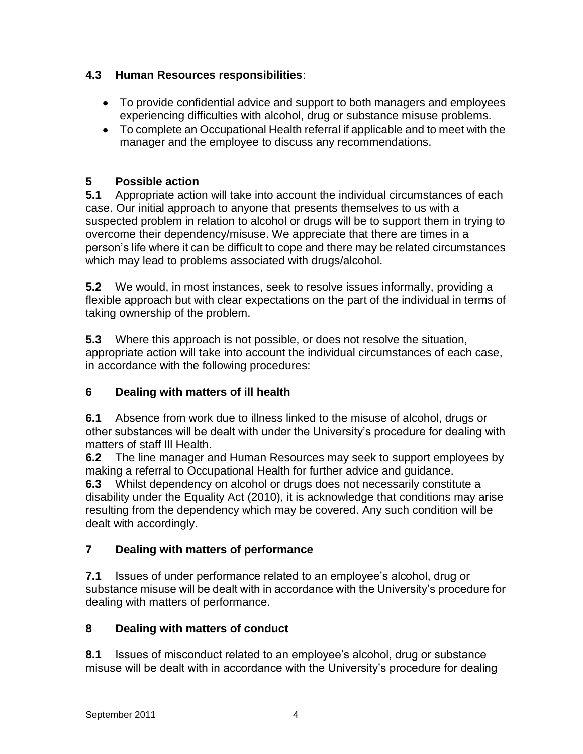### 4.3 Human Resources responsibilities:

- To provide confidential advice and support to both managers and employees experiencing difficulties with alcohol, drug or substance misuse problems.
- To complete an Occupational Health referral if applicable and to meet with the manager and the employee to discuss any recommendations.

## 5 Possible action

**5.1** Appropriate action will take into account the individual circumstances of each case. Our initial approach to anyone that presents themselves to us with a suspected problem in relation to alcohol or drugs will be to support them in trying to overcome their dependency/misuse. We appreciate that there are times in a person's life where it can be difficult to cope and there may be related circumstances which may lead to problems associated with drugs/alcohol.

**5.2** We would, in most instances, seek to resolve issues informally, providing a flexible approach but with clear expectations on the part of the individual in terms of taking ownership of the problem.

**5.3** Where this approach is not possible, or does not resolve the situation, appropriate action will take into account the individual circumstances of each case, in accordance with the following procedures:

## 6 Dealing with matters of ill health

**6.1** Absence from work due to illness linked to the misuse of alcohol, drugs or other substances will be dealt with under the University's procedure for dealing with matters of staff Ill Health.

**6.2** The line manager and Human Resources may seek to support employees by making a referral to Occupational Health for further advice and guidance.

**6.3** Whilst dependency on alcohol or drugs does not necessarily constitute a disability under the Equality Act (2010), it is acknowledge that conditions may arise resulting from the dependency which may be covered. Any such condition will be dealt with accordingly.

## 7 Dealing with matters of performance

**7.1** Issues of under performance related to an employee's alcohol, drug or substance misuse will be dealt with in accordance with the University's procedure for dealing with matters of performance.

## 8 Dealing with matters of conduct

**8.1** Issues of misconduct related to an employee's alcohol, drug or substance misuse will be dealt with in accordance with the University's procedure for dealing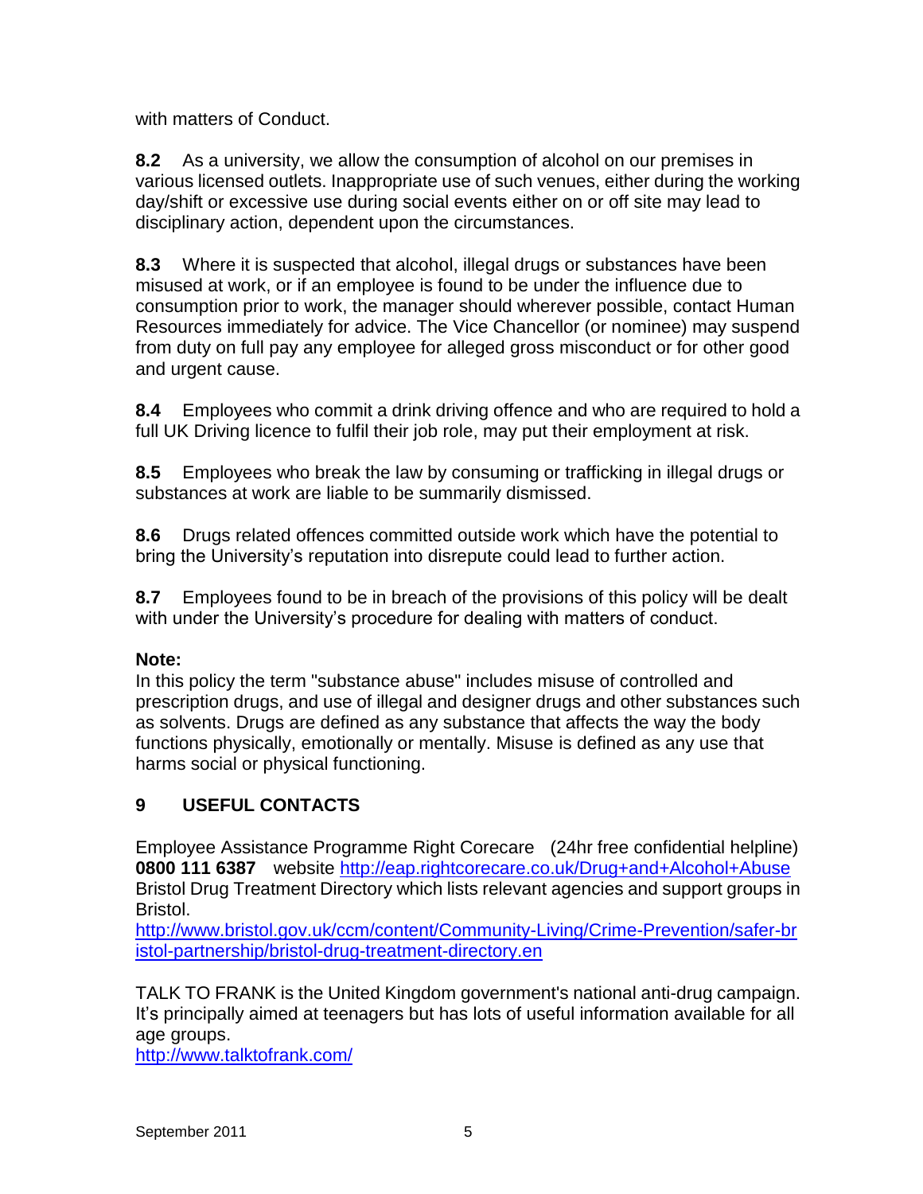with matters of Conduct.

**8.2** As a university, we allow the consumption of alcohol on our premises in various licensed outlets. Inappropriate use of such venues, either during the working day/shift or excessive use during social events either on or off site may lead to disciplinary action, dependent upon the circumstances.

**8.3** Where it is suspected that alcohol, illegal drugs or substances have been misused at work, or if an employee is found to be under the influence due to consumption prior to work, the manager should wherever possible, contact Human Resources immediately for advice. The Vice Chancellor (or nominee) may suspend from duty on full pay any employee for alleged gross misconduct or for other good and urgent cause.

**8.4** Employees who commit a drink driving offence and who are required to hold a full UK Driving licence to fulfil their job role, may put their employment at risk.

**8.5** Employees who break the law by consuming or trafficking in illegal drugs or substances at work are liable to be summarily dismissed.

**8.6** Drugs related offences committed outside work which have the potential to bring the University's reputation into disrepute could lead to further action.

**8.7** Employees found to be in breach of the provisions of this policy will be dealt with under the University's procedure for dealing with matters of conduct.

**Note:**
In this policy the term "substance abuse" includes misuse of controlled and prescription drugs, and use of illegal and designer drugs and other substances such as solvents. Drugs are defined as any substance that affects the way the body functions physically, emotionally or mentally. Misuse is defined as any use that harms social or physical functioning.

## 9 USEFUL CONTACTS

Employee Assistance Programme Right Corecare (24hr free confidential helpline) **0800 111 6387** website http://eap.rightcorecare.co.uk/Drug+and+Alcohol+Abuse
Bristol Drug Treatment Directory which lists relevant agencies and support groups in Bristol.
http://www.bristol.gov.uk/ccm/content/Community-Living/Crime-Prevention/safer-bristol-partnership/bristol-drug-treatment-directory.en

TALK TO FRANK is the United Kingdom government's national anti-drug campaign. It's principally aimed at teenagers but has lots of useful information available for all age groups.
http://www.talktofrank.com/

September 2011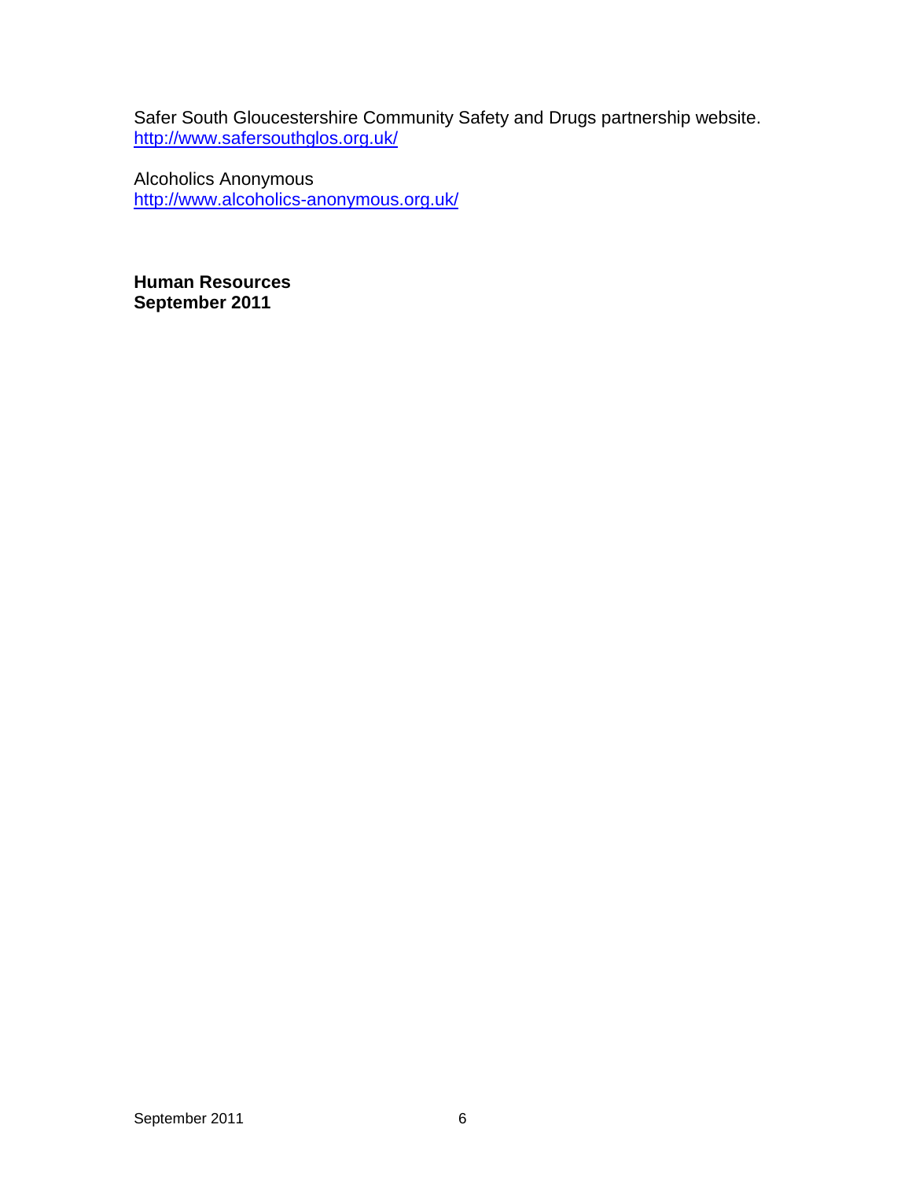Safer South Gloucestershire Community Safety and Drugs partnership website.
http://www.safersouthglos.org.uk/

Alcoholics Anonymous
http://www.alcoholics-anonymous.org.uk/

**Human Resources**
**September 2011**